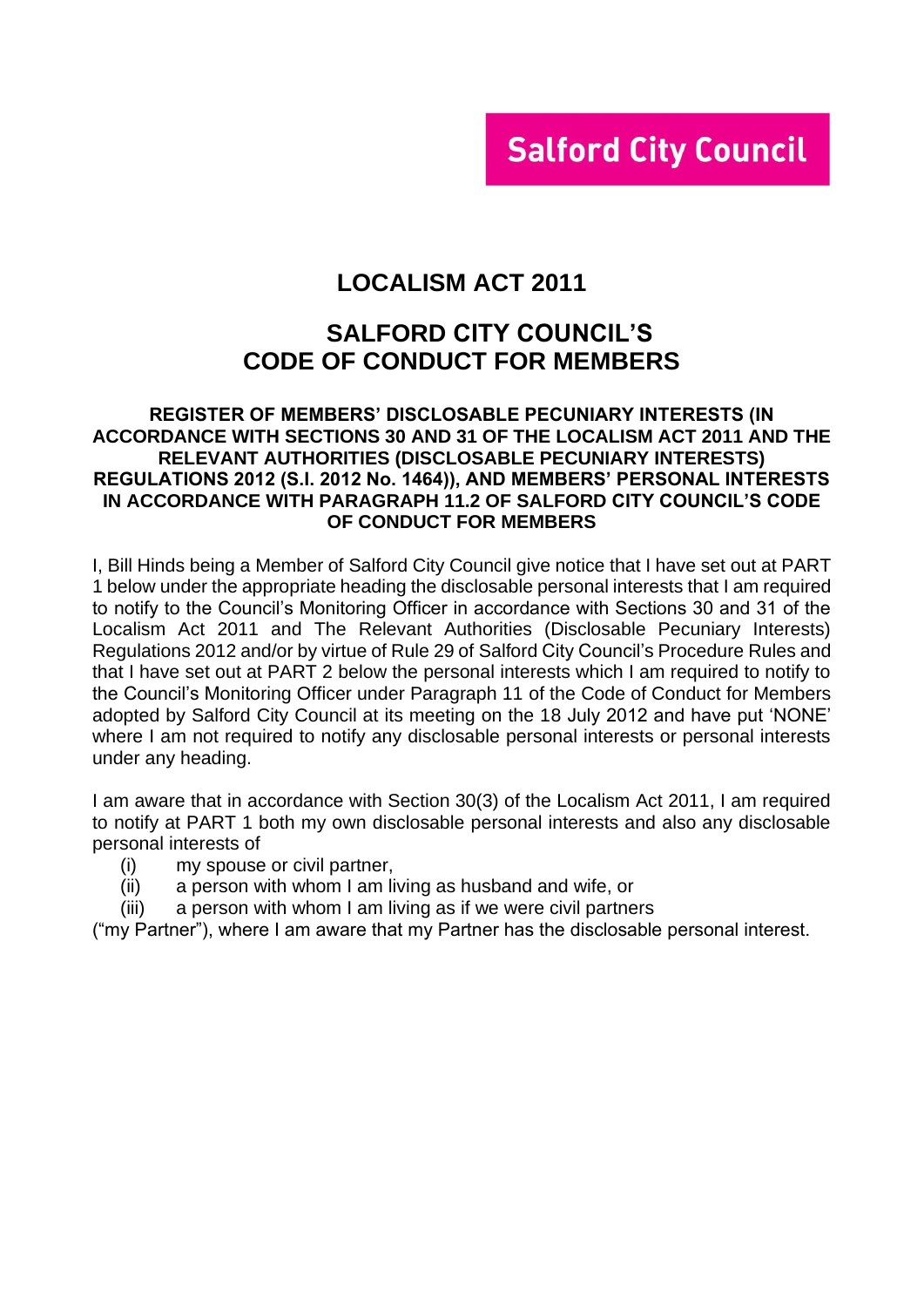**Salford City Council**

# LOCALISM ACT 2011

# SALFORD CITY COUNCIL'S CODE OF CONDUCT FOR MEMBERS

### REGISTER OF MEMBERS' DISCLOSABLE PECUNIARY INTERESTS (IN ACCORDANCE WITH SECTIONS 30 AND 31 OF THE LOCALISM ACT 2011 AND THE RELEVANT AUTHORITIES (DISCLOSABLE PECUNIARY INTERESTS) REGULATIONS 2012 (S.I. 2012 No. 1464)), AND MEMBERS' PERSONAL INTERESTS IN ACCORDANCE WITH PARAGRAPH 11.2 OF SALFORD CITY COUNCIL'S CODE OF CONDUCT FOR MEMBERS

I, Bill Hinds being a Member of Salford City Council give notice that I have set out at PART 1 below under the appropriate heading the disclosable personal interests that I am required to notify to the Council's Monitoring Officer in accordance with Sections 30 and 31 of the Localism Act 2011 and The Relevant Authorities (Disclosable Pecuniary Interests) Regulations 2012 and/or by virtue of Rule 29 of Salford City Council's Procedure Rules and that I have set out at PART 2 below the personal interests which I am required to notify to the Council's Monitoring Officer under Paragraph 11 of the Code of Conduct for Members adopted by Salford City Council at its meeting on the 18 July 2012 and have put 'NONE' where I am not required to notify any disclosable personal interests or personal interests under any heading.

I am aware that in accordance with Section 30(3) of the Localism Act 2011, I am required to notify at PART 1 both my own disclosable personal interests and also any disclosable personal interests of

(i) my spouse or civil partner,
(ii) a person with whom I am living as husband and wife, or
(iii) a person with whom I am living as if we were civil partners

("my Partner"), where I am aware that my Partner has the disclosable personal interest.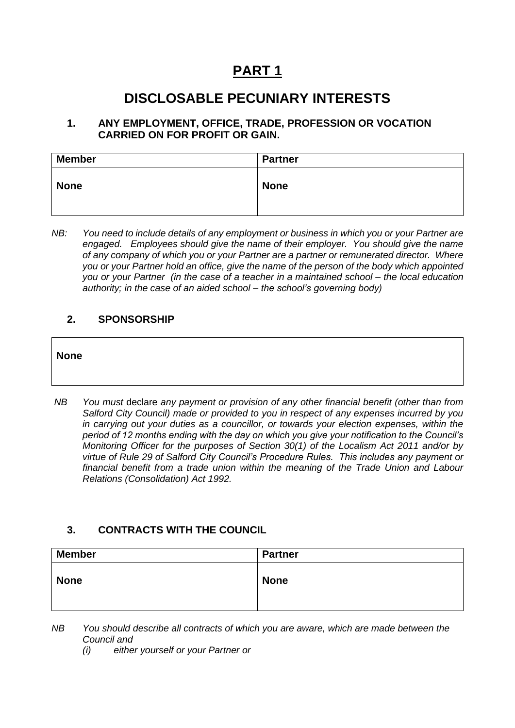# PART 1

# DISCLOSABLE PECUNIARY INTERESTS

### 1. ANY EMPLOYMENT, OFFICE, TRADE, PROFESSION OR VOCATION CARRIED ON FOR PROFIT OR GAIN.

| Member | Partner |
|---|---|
| **None** | **None** |

*NB: You need to include details of any employment or business in which you or your Partner are engaged. Employees should give the name of their employer. You should give the name of any company of which you or your Partner are a partner or remunerated director. Where you or your Partner hold an office, give the name of the person of the body which appointed you or your Partner (in the case of a teacher in a maintained school – the local education authority; in the case of an aided school – the school's governing body)*

### 2. SPONSORSHIP

| **None** |
|---|

*NB You must* declare *any payment or provision of any other financial benefit (other than from Salford City Council) made or provided to you in respect of any expenses incurred by you in carrying out your duties as a councillor, or towards your election expenses, within the period of 12 months ending with the day on which you give your notification to the Council's Monitoring Officer for the purposes of Section 30(1) of the Localism Act 2011 and/or by virtue of Rule 29 of Salford City Council's Procedure Rules. This includes any payment or financial benefit from a trade union within the meaning of the Trade Union and Labour Relations (Consolidation) Act 1992.*

### 3. CONTRACTS WITH THE COUNCIL

| Member | Partner |
|---|---|
| **None** | **None** |

*NB You should describe all contracts of which you are aware, which are made between the Council and*

*(i) either yourself or your Partner or*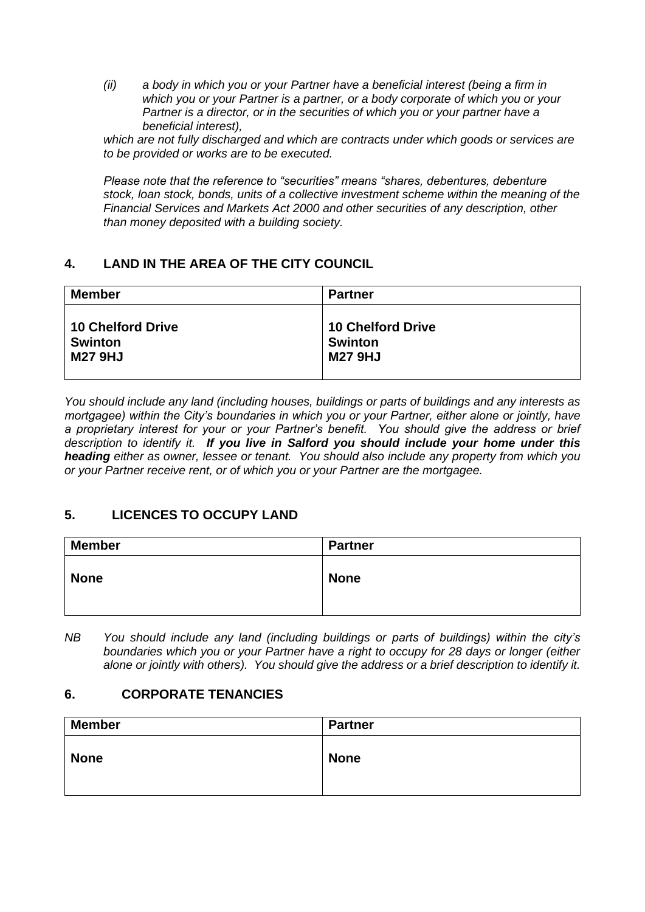*(ii) a body in which you or your Partner have a beneficial interest (being a firm in which you or your Partner is a partner, or a body corporate of which you or your Partner is a director, or in the securities of which you or your partner have a beneficial interest),*

*which are not fully discharged and which are contracts under which goods or services are to be provided or works are to be executed.*

*Please note that the reference to "securities" means "shares, debentures, debenture stock, loan stock, bonds, units of a collective investment scheme within the meaning of the Financial Services and Markets Act 2000 and other securities of any description, other than money deposited with a building society.*

## 4. LAND IN THE AREA OF THE CITY COUNCIL

| Member | Partner |
|---|---|
| **10 Chelford Drive<br>Swinton<br>M27 9HJ** | **10 Chelford Drive<br>Swinton<br>M27 9HJ** |

*You should include any land (including houses, buildings or parts of buildings and any interests as mortgagee) within the City's boundaries in which you or your Partner, either alone or jointly, have a proprietary interest for your or your Partner's benefit. You should give the address or brief description to identify it.* ***If you live in Salford you should include your home under this heading*** *either as owner, lessee or tenant. You should also include any property from which you or your Partner receive rent, or of which you or your Partner are the mortgagee.*

## 5. LICENCES TO OCCUPY LAND

| Member | Partner |
|---|---|
| **None** | **None** |

*NB You should include any land (including buildings or parts of buildings) within the city's boundaries which you or your Partner have a right to occupy for 28 days or longer (either alone or jointly with others). You should give the address or a brief description to identify it.*

## 6. CORPORATE TENANCIES

| Member | Partner |
|---|---|
| **None** | **None** |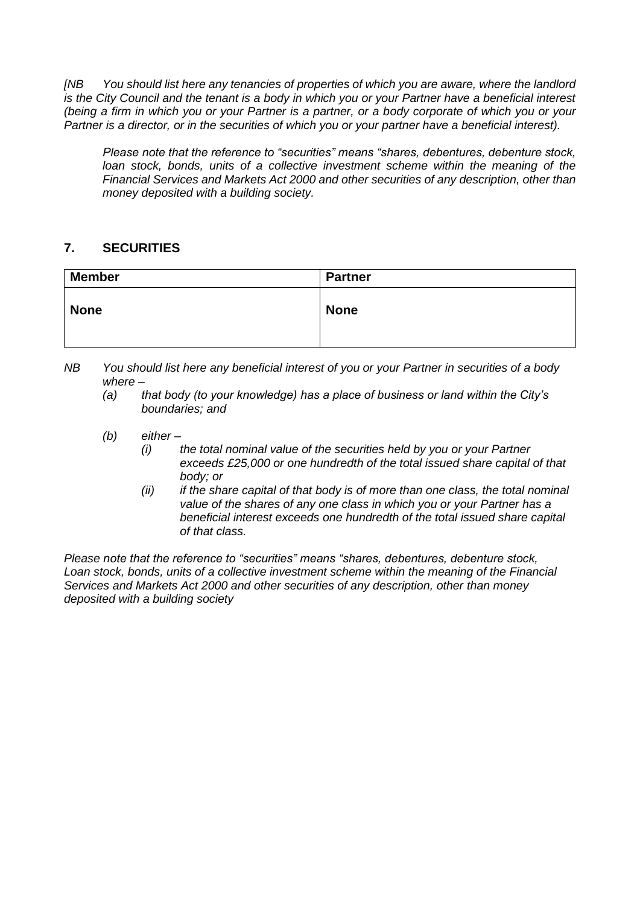*[NB You should list here any tenancies of properties of which you are aware, where the landlord is the City Council and the tenant is a body in which you or your Partner have a beneficial interest (being a firm in which you or your Partner is a partner, or a body corporate of which you or your Partner is a director, or in the securities of which you or your partner have a beneficial interest).*

*Please note that the reference to "securities" means "shares, debentures, debenture stock, loan stock, bonds, units of a collective investment scheme within the meaning of the Financial Services and Markets Act 2000 and other securities of any description, other than money deposited with a building society.*

## 7. SECURITIES

| Member | Partner |
|---|---|
| **None** | **None** |

*NB You should list here any beneficial interest of you or your Partner in securities of a body where –*

*(a) that body (to your knowledge) has a place of business or land within the City's boundaries; and*

*(b) either –*

*(i) the total nominal value of the securities held by you or your Partner exceeds £25,000 or one hundredth of the total issued share capital of that body; or*

*(ii) if the share capital of that body is of more than one class, the total nominal value of the shares of any one class in which you or your Partner has a beneficial interest exceeds one hundredth of the total issued share capital of that class.*

*Please note that the reference to "securities" means "shares, debentures, debenture stock, Loan stock, bonds, units of a collective investment scheme within the meaning of the Financial Services and Markets Act 2000 and other securities of any description, other than money deposited with a building society*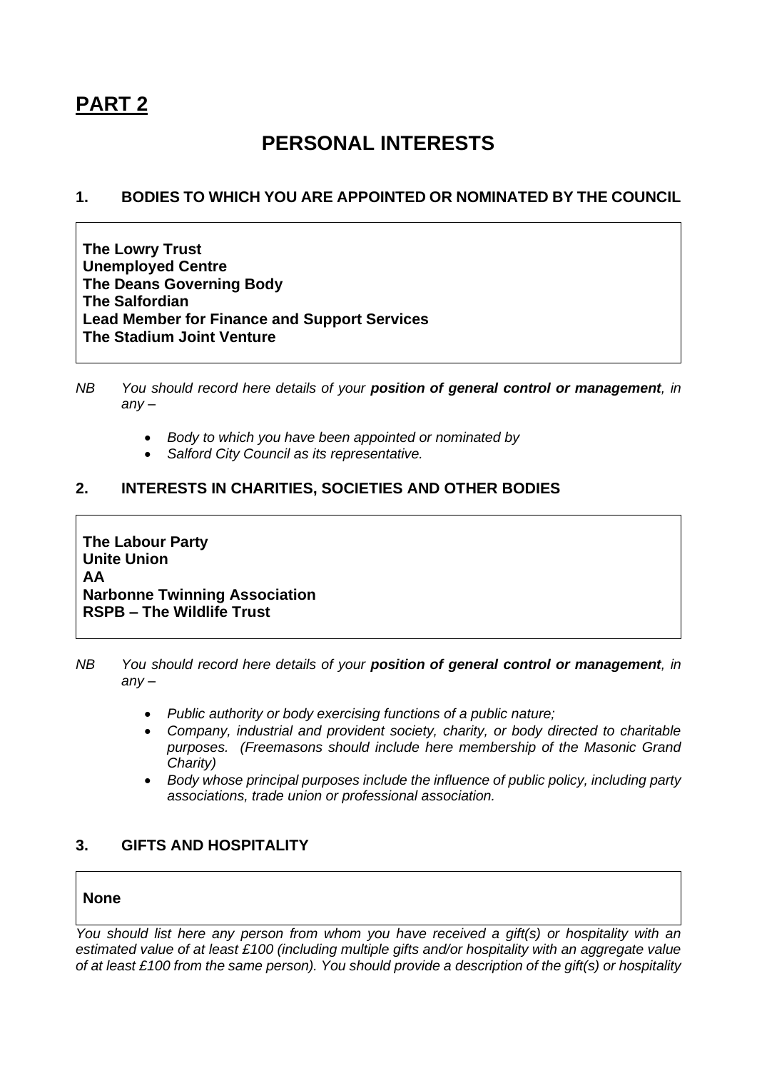# **PART 2**

## PERSONAL INTERESTS

### 1. BODIES TO WHICH YOU ARE APPOINTED OR NOMINATED BY THE COUNCIL

**The Lowry Trust**
**Unemployed Centre**
**The Deans Governing Body**
**The Salfordian**
**Lead Member for Finance and Support Services**
**The Stadium Joint Venture**

*NB You should record here details of your* ***position of general control or management****, in any –*

- *Body to which you have been appointed or nominated by*
- *Salford City Council as its representative.*

### 2. INTERESTS IN CHARITIES, SOCIETIES AND OTHER BODIES

**The Labour Party**
**Unite Union**
**AA**
**Narbonne Twinning Association**
**RSPB – The Wildlife Trust**

*NB You should record here details of your* ***position of general control or management****, in any –*

- *Public authority or body exercising functions of a public nature;*
- *Company, industrial and provident society, charity, or body directed to charitable purposes. (Freemasons should include here membership of the Masonic Grand Charity)*
- *Body whose principal purposes include the influence of public policy, including party associations, trade union or professional association.*

### 3. GIFTS AND HOSPITALITY

**None**

*You should list here any person from whom you have received a gift(s) or hospitality with an estimated value of at least £100 (including multiple gifts and/or hospitality with an aggregate value of at least £100 from the same person). You should provide a description of the gift(s) or hospitality*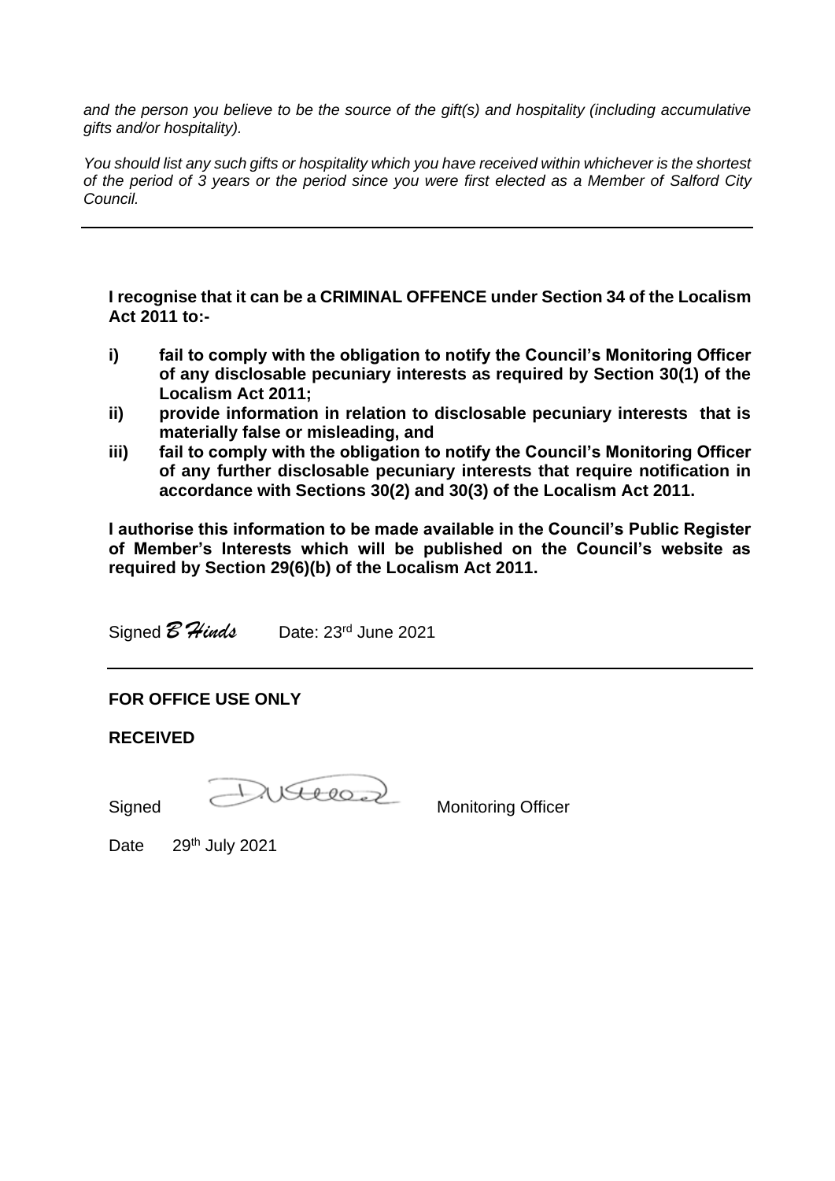*and the person you believe to be the source of the gift(s) and hospitality (including accumulative gifts and/or hospitality).*

*You should list any such gifts or hospitality which you have received within whichever is the shortest of the period of 3 years or the period since you were first elected as a Member of Salford City Council.*

---

**I recognise that it can be a CRIMINAL OFFENCE under Section 34 of the Localism Act 2011 to:-**

**i) fail to comply with the obligation to notify the Council's Monitoring Officer of any disclosable pecuniary interests as required by Section 30(1) of the Localism Act 2011;**

**ii) provide information in relation to disclosable pecuniary interests that is materially false or misleading, and**

**iii) fail to comply with the obligation to notify the Council's Monitoring Officer of any further disclosable pecuniary interests that require notification in accordance with Sections 30(2) and 30(3) of the Localism Act 2011.**

**I authorise this information to be made available in the Council's Public Register of Member's Interests which will be published on the Council's website as required by Section 29(6)(b) of the Localism Act 2011.**

Signed *B Hinds* Date: 23rd June 2021

---

**FOR OFFICE USE ONLY**

**RECEIVED**

Signed [signature] Monitoring Officer

Date 29th July 2021